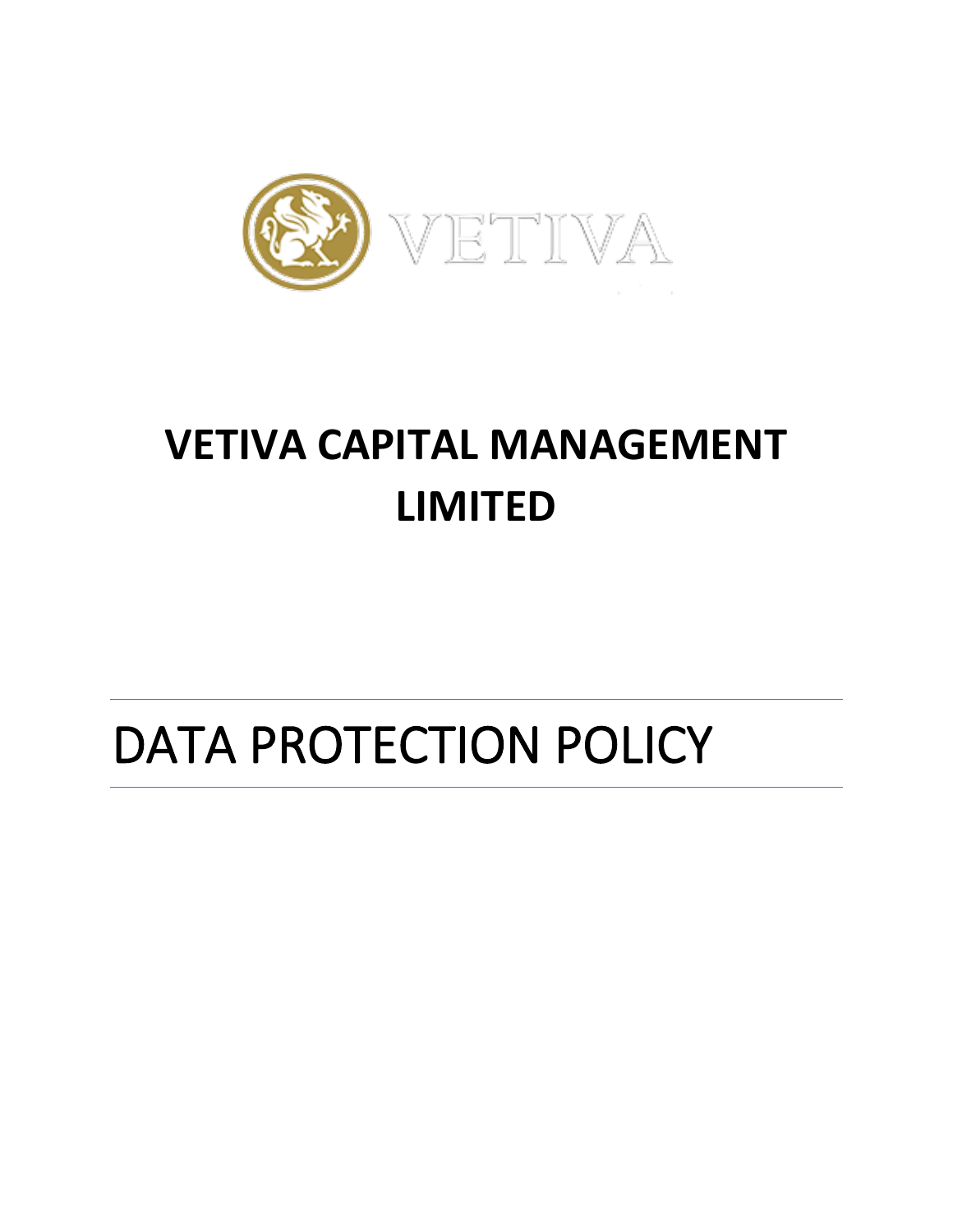VETIVA

# VETIVA CAPITAL MANAGEMENT LIMITED

# DATA PROTECTION POLICY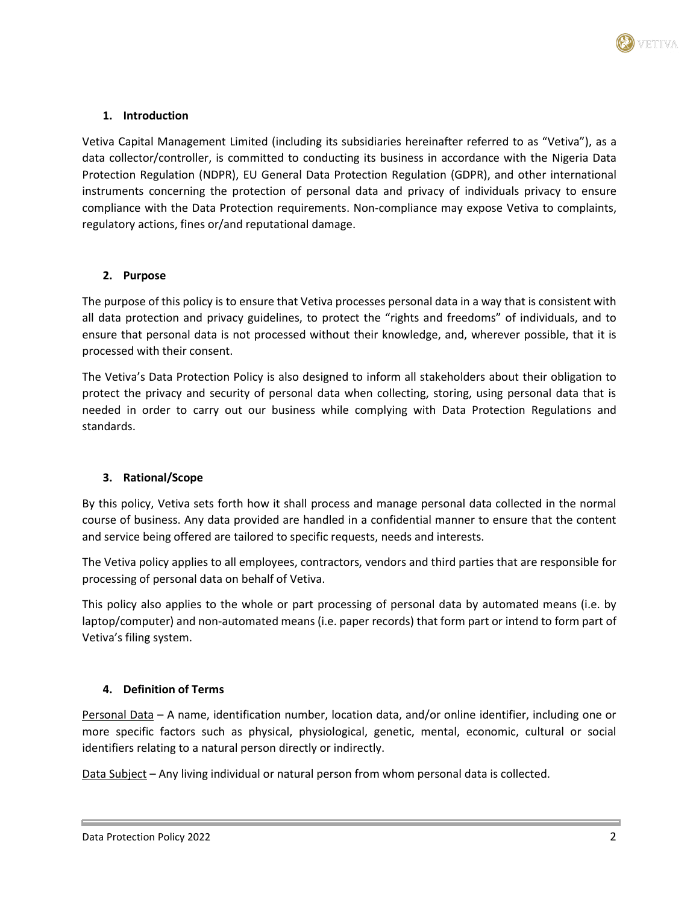## 1. Introduction

Vetiva Capital Management Limited (including its subsidiaries hereinafter referred to as "Vetiva"), as a data collector/controller, is committed to conducting its business in accordance with the Nigeria Data Protection Regulation (NDPR), EU General Data Protection Regulation (GDPR), and other international instruments concerning the protection of personal data and privacy of individuals privacy to ensure compliance with the Data Protection requirements. Non-compliance may expose Vetiva to complaints, regulatory actions, fines or/and reputational damage.

## 2. Purpose

The purpose of this policy is to ensure that Vetiva processes personal data in a way that is consistent with all data protection and privacy guidelines, to protect the "rights and freedoms" of individuals, and to ensure that personal data is not processed without their knowledge, and, wherever possible, that it is processed with their consent.

The Vetiva's Data Protection Policy is also designed to inform all stakeholders about their obligation to protect the privacy and security of personal data when collecting, storing, using personal data that is needed in order to carry out our business while complying with Data Protection Regulations and standards.

## 3. Rational/Scope

By this policy, Vetiva sets forth how it shall process and manage personal data collected in the normal course of business. Any data provided are handled in a confidential manner to ensure that the content and service being offered are tailored to specific requests, needs and interests.

The Vetiva policy applies to all employees, contractors, vendors and third parties that are responsible for processing of personal data on behalf of Vetiva.

This policy also applies to the whole or part processing of personal data by automated means (i.e. by laptop/computer) and non-automated means (i.e. paper records) that form part or intend to form part of Vetiva's filing system.

## 4. Definition of Terms

Personal Data – A name, identification number, location data, and/or online identifier, including one or more specific factors such as physical, physiological, genetic, mental, economic, cultural or social identifiers relating to a natural person directly or indirectly.

Data Subject – Any living individual or natural person from whom personal data is collected.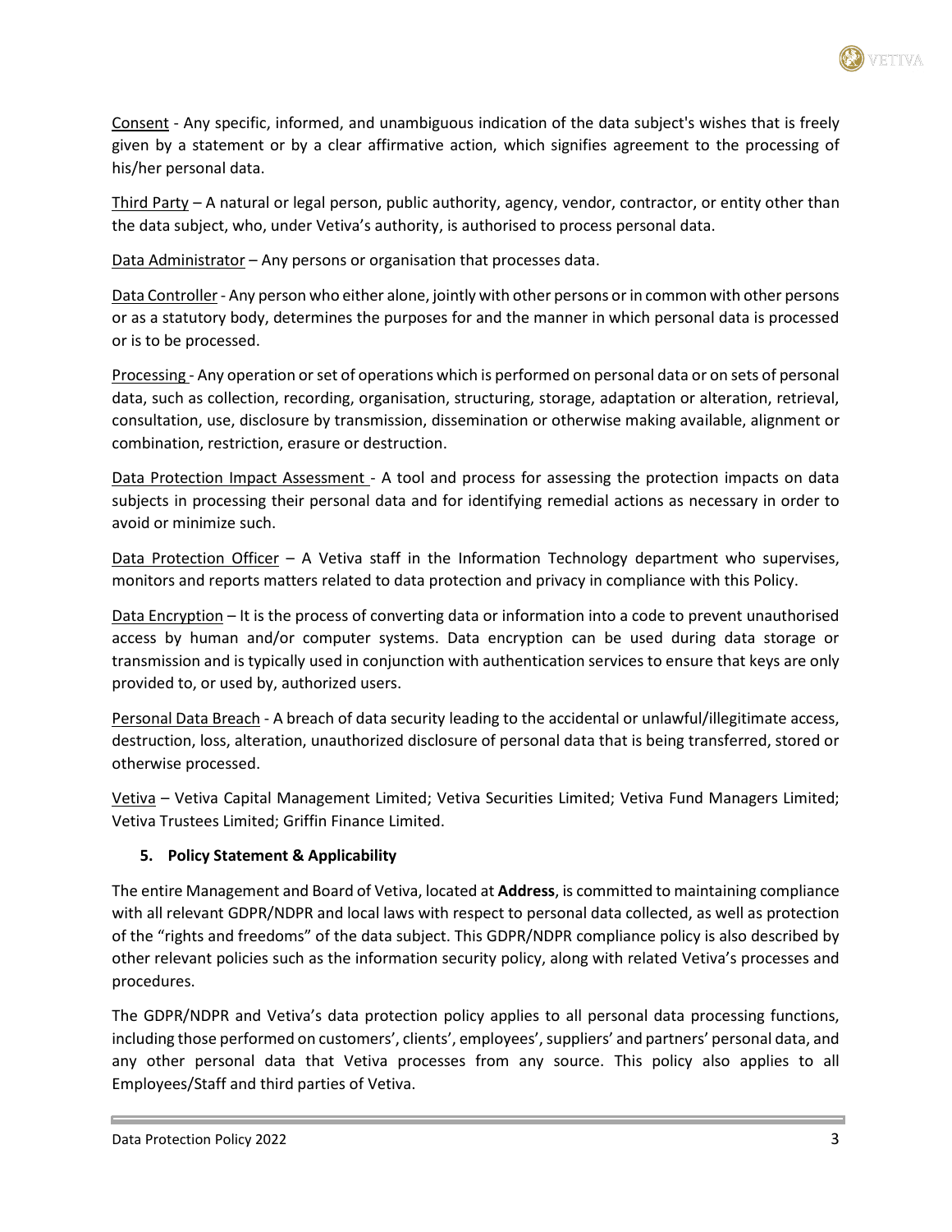Consent - Any specific, informed, and unambiguous indication of the data subject's wishes that is freely given by a statement or by a clear affirmative action, which signifies agreement to the processing of his/her personal data.

Third Party – A natural or legal person, public authority, agency, vendor, contractor, or entity other than the data subject, who, under Vetiva's authority, is authorised to process personal data.

Data Administrator – Any persons or organisation that processes data.

Data Controller - Any person who either alone, jointly with other persons or in common with other persons or as a statutory body, determines the purposes for and the manner in which personal data is processed or is to be processed.

Processing - Any operation or set of operations which is performed on personal data or on sets of personal data, such as collection, recording, organisation, structuring, storage, adaptation or alteration, retrieval, consultation, use, disclosure by transmission, dissemination or otherwise making available, alignment or combination, restriction, erasure or destruction.

Data Protection Impact Assessment - A tool and process for assessing the protection impacts on data subjects in processing their personal data and for identifying remedial actions as necessary in order to avoid or minimize such.

Data Protection Officer – A Vetiva staff in the Information Technology department who supervises, monitors and reports matters related to data protection and privacy in compliance with this Policy.

Data Encryption – It is the process of converting data or information into a code to prevent unauthorised access by human and/or computer systems. Data encryption can be used during data storage or transmission and is typically used in conjunction with authentication services to ensure that keys are only provided to, or used by, authorized users.

Personal Data Breach - A breach of data security leading to the accidental or unlawful/illegitimate access, destruction, loss, alteration, unauthorized disclosure of personal data that is being transferred, stored or otherwise processed.

Vetiva – Vetiva Capital Management Limited; Vetiva Securities Limited; Vetiva Fund Managers Limited; Vetiva Trustees Limited; Griffin Finance Limited.

## 5. Policy Statement & Applicability

The entire Management and Board of Vetiva, located at **Address**, is committed to maintaining compliance with all relevant GDPR/NDPR and local laws with respect to personal data collected, as well as protection of the "rights and freedoms" of the data subject. This GDPR/NDPR compliance policy is also described by other relevant policies such as the information security policy, along with related Vetiva's processes and procedures.

The GDPR/NDPR and Vetiva's data protection policy applies to all personal data processing functions, including those performed on customers', clients', employees', suppliers' and partners' personal data, and any other personal data that Vetiva processes from any source. This policy also applies to all Employees/Staff and third parties of Vetiva.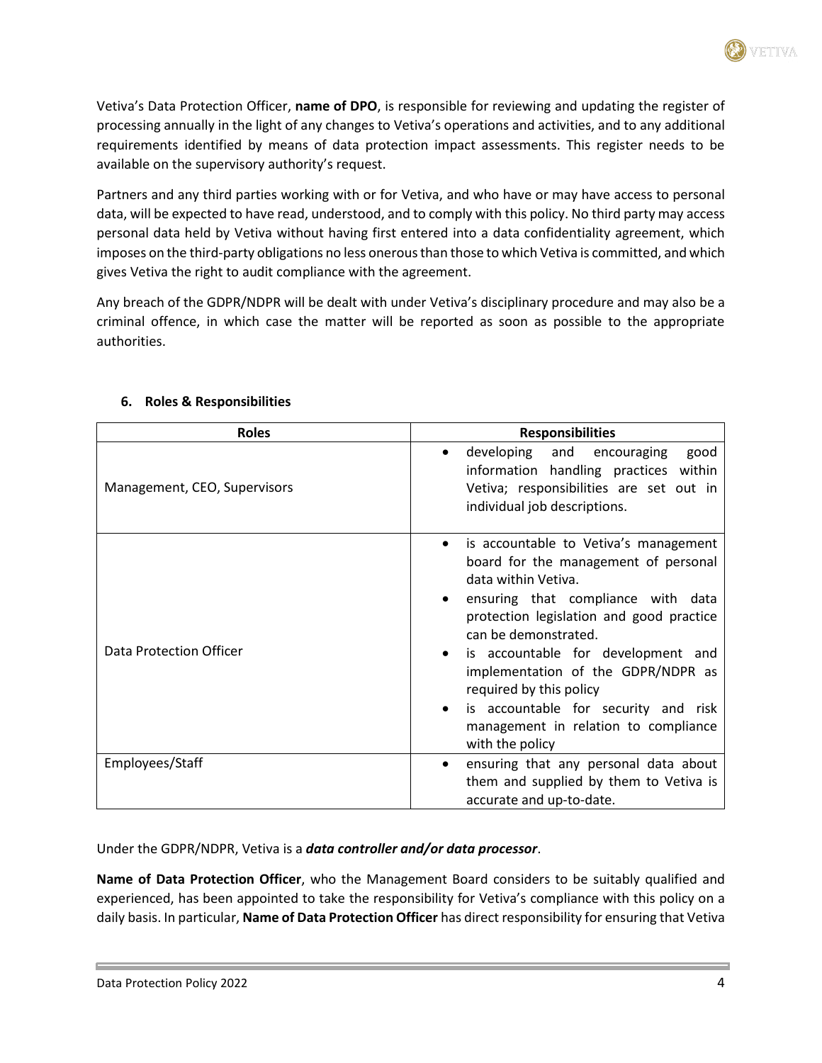Vetiva's Data Protection Officer, **name of DPO**, is responsible for reviewing and updating the register of processing annually in the light of any changes to Vetiva's operations and activities, and to any additional requirements identified by means of data protection impact assessments. This register needs to be available on the supervisory authority's request.

Partners and any third parties working with or for Vetiva, and who have or may have access to personal data, will be expected to have read, understood, and to comply with this policy. No third party may access personal data held by Vetiva without having first entered into a data confidentiality agreement, which imposes on the third-party obligations no less onerous than those to which Vetiva is committed, and which gives Vetiva the right to audit compliance with the agreement.

Any breach of the GDPR/NDPR will be dealt with under Vetiva's disciplinary procedure and may also be a criminal offence, in which case the matter will be reported as soon as possible to the appropriate authorities.

## 6. Roles & Responsibilities

| Roles | Responsibilities |
|---|---|
| Management, CEO, Supervisors | • developing and encouraging good information handling practices within Vetiva; responsibilities are set out in individual job descriptions. |
| Data Protection Officer | • is accountable to Vetiva's management board for the management of personal data within Vetiva.<br>• ensuring that compliance with data protection legislation and good practice can be demonstrated.<br>• is accountable for development and implementation of the GDPR/NDPR as required by this policy<br>• is accountable for security and risk management in relation to compliance with the policy |
| Employees/Staff | • ensuring that any personal data about them and supplied by them to Vetiva is accurate and up-to-date. |

Under the GDPR/NDPR, Vetiva is a ***data controller and/or data processor***.

**Name of Data Protection Officer**, who the Management Board considers to be suitably qualified and experienced, has been appointed to take the responsibility for Vetiva's compliance with this policy on a daily basis. In particular, **Name of Data Protection Officer** has direct responsibility for ensuring that Vetiva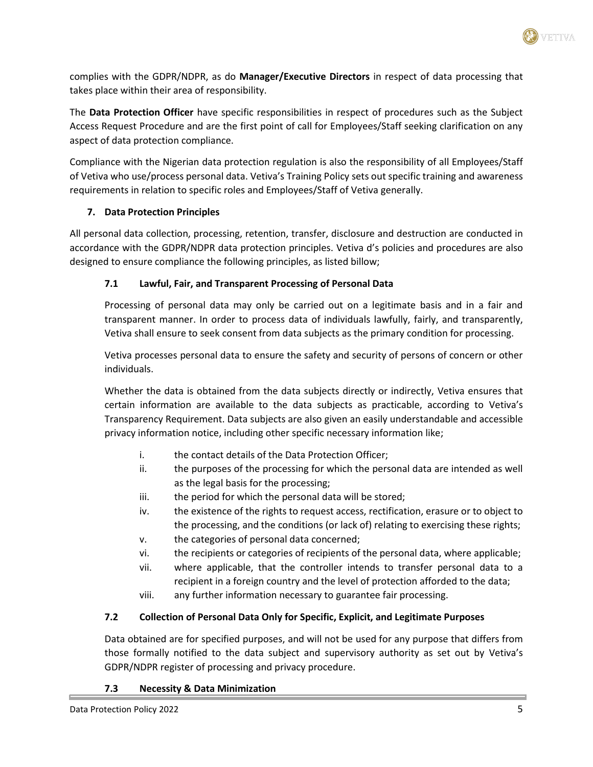complies with the GDPR/NDPR, as do **Manager/Executive Directors** in respect of data processing that takes place within their area of responsibility.

The **Data Protection Officer** have specific responsibilities in respect of procedures such as the Subject Access Request Procedure and are the first point of call for Employees/Staff seeking clarification on any aspect of data protection compliance.

Compliance with the Nigerian data protection regulation is also the responsibility of all Employees/Staff of Vetiva who use/process personal data. Vetiva's Training Policy sets out specific training and awareness requirements in relation to specific roles and Employees/Staff of Vetiva generally.

## 7. Data Protection Principles

All personal data collection, processing, retention, transfer, disclosure and destruction are conducted in accordance with the GDPR/NDPR data protection principles. Vetiva d's policies and procedures are also designed to ensure compliance the following principles, as listed billow;

### 7.1 Lawful, Fair, and Transparent Processing of Personal Data

Processing of personal data may only be carried out on a legitimate basis and in a fair and transparent manner. In order to process data of individuals lawfully, fairly, and transparently, Vetiva shall ensure to seek consent from data subjects as the primary condition for processing.

Vetiva processes personal data to ensure the safety and security of persons of concern or other individuals.

Whether the data is obtained from the data subjects directly or indirectly, Vetiva ensures that certain information are available to the data subjects as practicable, according to Vetiva's Transparency Requirement. Data subjects are also given an easily understandable and accessible privacy information notice, including other specific necessary information like;

i. the contact details of the Data Protection Officer;
ii. the purposes of the processing for which the personal data are intended as well as the legal basis for the processing;
iii. the period for which the personal data will be stored;
iv. the existence of the rights to request access, rectification, erasure or to object to the processing, and the conditions (or lack of) relating to exercising these rights;
v. the categories of personal data concerned;
vi. the recipients or categories of recipients of the personal data, where applicable;
vii. where applicable, that the controller intends to transfer personal data to a recipient in a foreign country and the level of protection afforded to the data;
viii. any further information necessary to guarantee fair processing.

### 7.2 Collection of Personal Data Only for Specific, Explicit, and Legitimate Purposes

Data obtained are for specified purposes, and will not be used for any purpose that differs from those formally notified to the data subject and supervisory authority as set out by Vetiva's GDPR/NDPR register of processing and privacy procedure.

### 7.3 Necessity & Data Minimization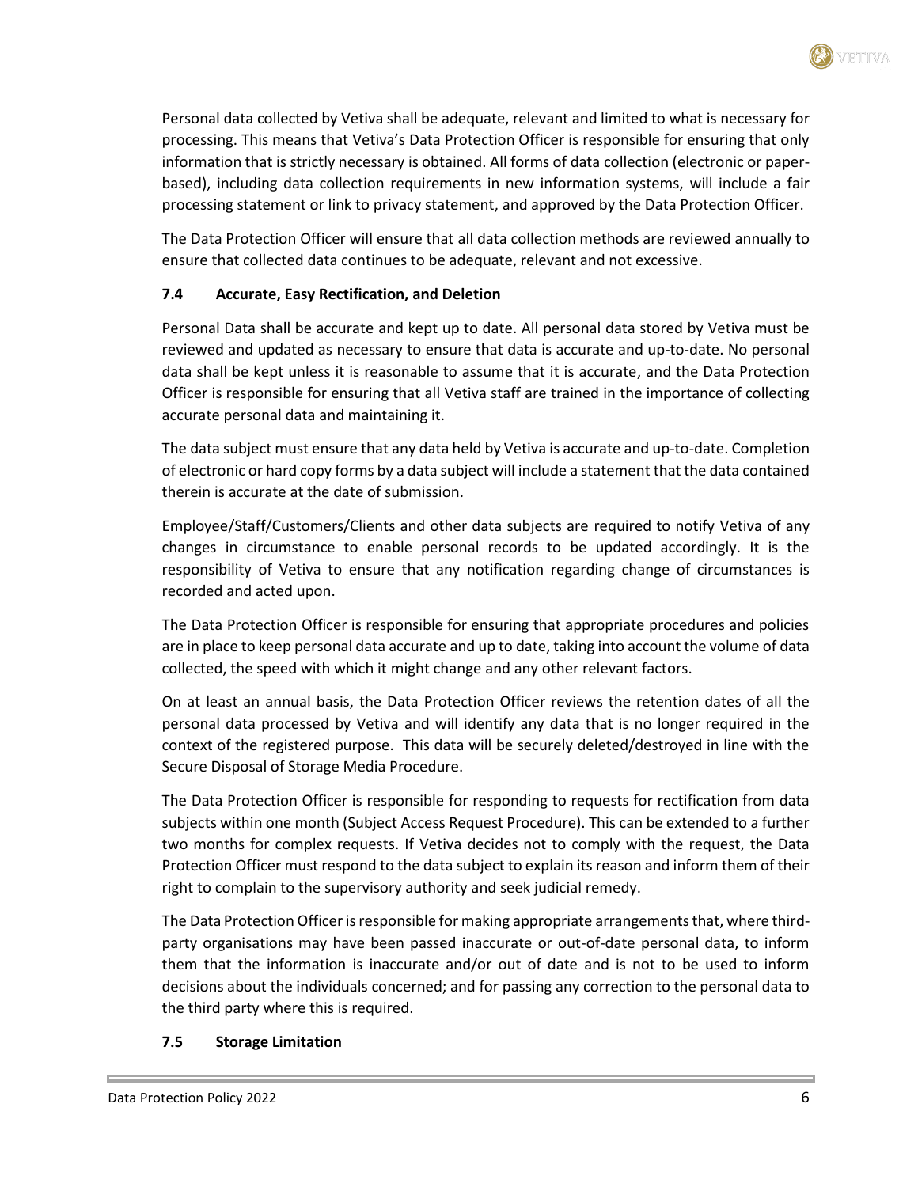Personal data collected by Vetiva shall be adequate, relevant and limited to what is necessary for processing. This means that Vetiva's Data Protection Officer is responsible for ensuring that only information that is strictly necessary is obtained. All forms of data collection (electronic or paper-based), including data collection requirements in new information systems, will include a fair processing statement or link to privacy statement, and approved by the Data Protection Officer.

The Data Protection Officer will ensure that all data collection methods are reviewed annually to ensure that collected data continues to be adequate, relevant and not excessive.

### 7.4 Accurate, Easy Rectification, and Deletion

Personal Data shall be accurate and kept up to date. All personal data stored by Vetiva must be reviewed and updated as necessary to ensure that data is accurate and up-to-date. No personal data shall be kept unless it is reasonable to assume that it is accurate, and the Data Protection Officer is responsible for ensuring that all Vetiva staff are trained in the importance of collecting accurate personal data and maintaining it.

The data subject must ensure that any data held by Vetiva is accurate and up-to-date. Completion of electronic or hard copy forms by a data subject will include a statement that the data contained therein is accurate at the date of submission.

Employee/Staff/Customers/Clients and other data subjects are required to notify Vetiva of any changes in circumstance to enable personal records to be updated accordingly. It is the responsibility of Vetiva to ensure that any notification regarding change of circumstances is recorded and acted upon.

The Data Protection Officer is responsible for ensuring that appropriate procedures and policies are in place to keep personal data accurate and up to date, taking into account the volume of data collected, the speed with which it might change and any other relevant factors.

On at least an annual basis, the Data Protection Officer reviews the retention dates of all the personal data processed by Vetiva and will identify any data that is no longer required in the context of the registered purpose. This data will be securely deleted/destroyed in line with the Secure Disposal of Storage Media Procedure.

The Data Protection Officer is responsible for responding to requests for rectification from data subjects within one month (Subject Access Request Procedure). This can be extended to a further two months for complex requests. If Vetiva decides not to comply with the request, the Data Protection Officer must respond to the data subject to explain its reason and inform them of their right to complain to the supervisory authority and seek judicial remedy.

The Data Protection Officer is responsible for making appropriate arrangements that, where third-party organisations may have been passed inaccurate or out-of-date personal data, to inform them that the information is inaccurate and/or out of date and is not to be used to inform decisions about the individuals concerned; and for passing any correction to the personal data to the third party where this is required.

### 7.5 Storage Limitation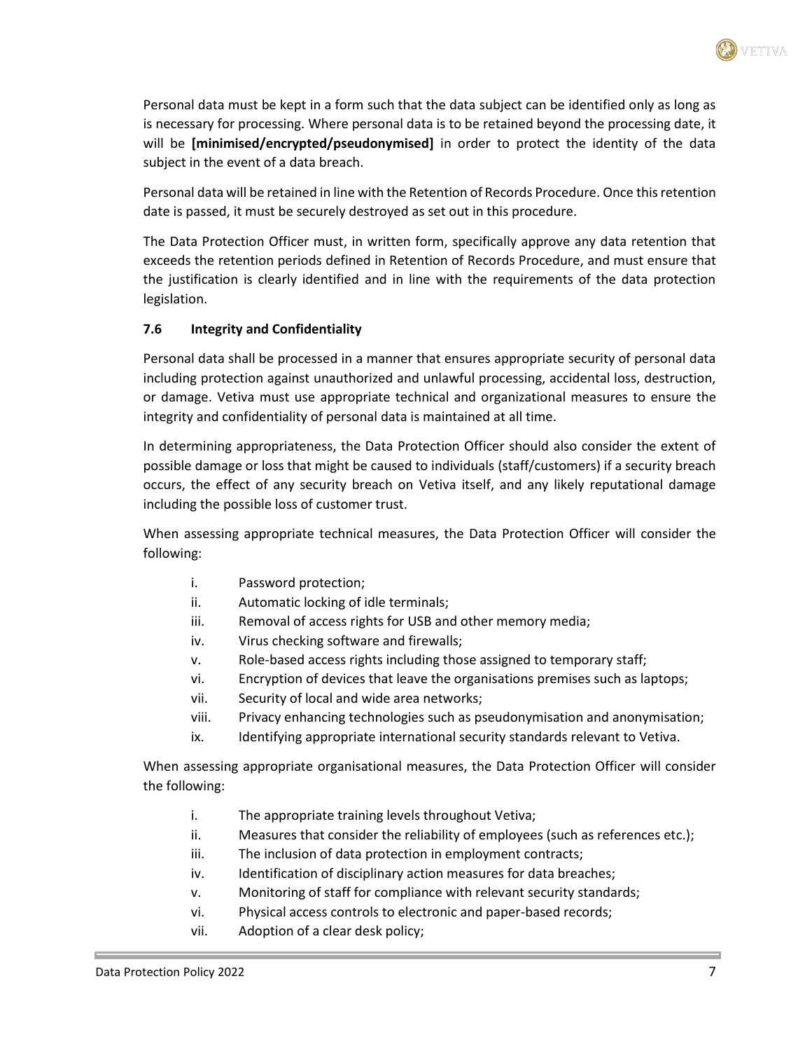Personal data must be kept in a form such that the data subject can be identified only as long as is necessary for processing. Where personal data is to be retained beyond the processing date, it will be **[minimised/encrypted/pseudonymised]** in order to protect the identity of the data subject in the event of a data breach.

Personal data will be retained in line with the Retention of Records Procedure. Once this retention date is passed, it must be securely destroyed as set out in this procedure.

The Data Protection Officer must, in written form, specifically approve any data retention that exceeds the retention periods defined in Retention of Records Procedure, and must ensure that the justification is clearly identified and in line with the requirements of the data protection legislation.

### 7.6 Integrity and Confidentiality

Personal data shall be processed in a manner that ensures appropriate security of personal data including protection against unauthorized and unlawful processing, accidental loss, destruction, or damage. Vetiva must use appropriate technical and organizational measures to ensure the integrity and confidentiality of personal data is maintained at all time.

In determining appropriateness, the Data Protection Officer should also consider the extent of possible damage or loss that might be caused to individuals (staff/customers) if a security breach occurs, the effect of any security breach on Vetiva itself, and any likely reputational damage including the possible loss of customer trust.

When assessing appropriate technical measures, the Data Protection Officer will consider the following:

i. Password protection;
ii. Automatic locking of idle terminals;
iii. Removal of access rights for USB and other memory media;
iv. Virus checking software and firewalls;
v. Role-based access rights including those assigned to temporary staff;
vi. Encryption of devices that leave the organisations premises such as laptops;
vii. Security of local and wide area networks;
viii. Privacy enhancing technologies such as pseudonymisation and anonymisation;
ix. Identifying appropriate international security standards relevant to Vetiva.

When assessing appropriate organisational measures, the Data Protection Officer will consider the following:

i. The appropriate training levels throughout Vetiva;
ii. Measures that consider the reliability of employees (such as references etc.);
iii. The inclusion of data protection in employment contracts;
iv. Identification of disciplinary action measures for data breaches;
v. Monitoring of staff for compliance with relevant security standards;
vi. Physical access controls to electronic and paper-based records;
vii. Adoption of a clear desk policy;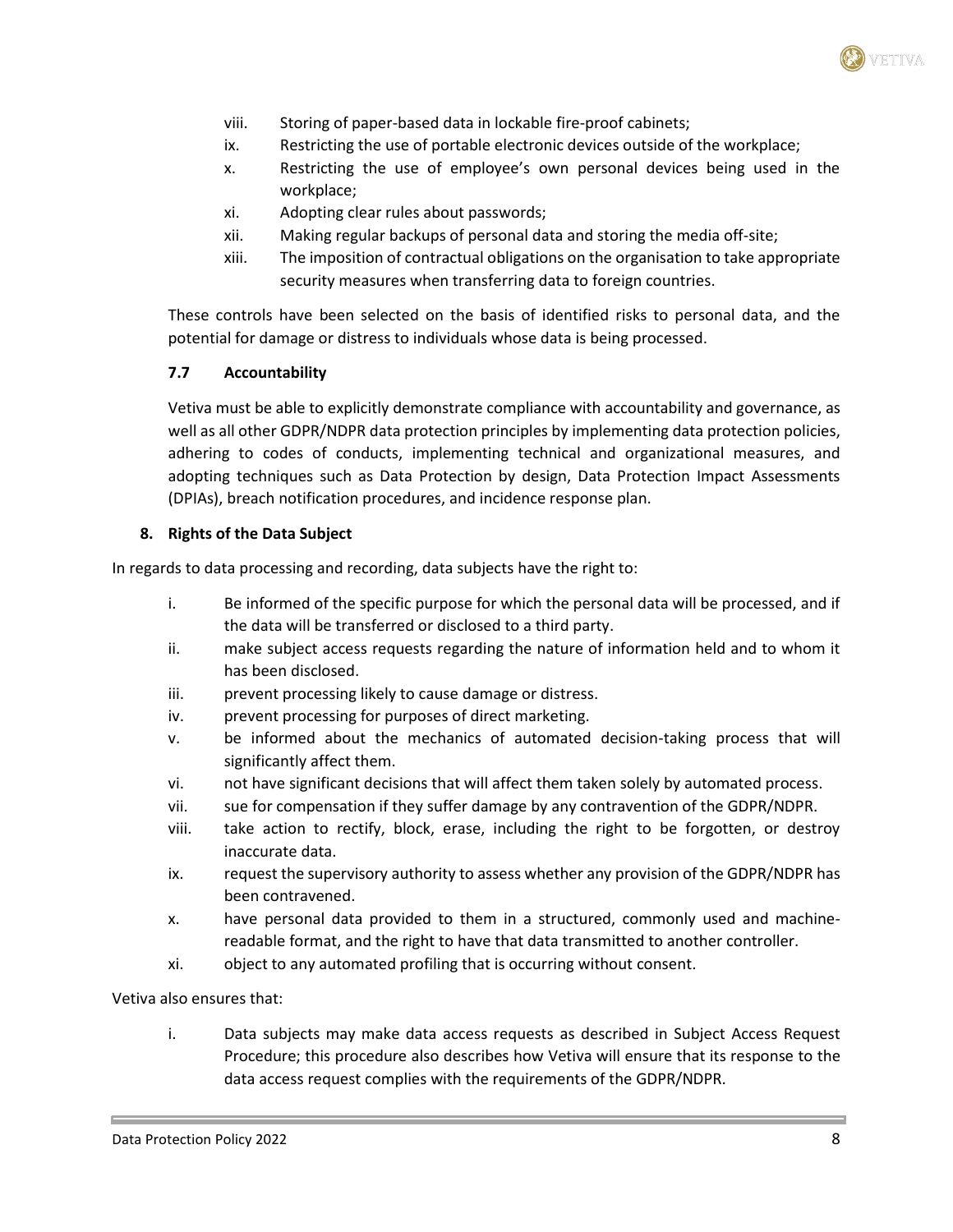viii. Storing of paper-based data in lockable fire-proof cabinets;
ix. Restricting the use of portable electronic devices outside of the workplace;
x. Restricting the use of employee's own personal devices being used in the workplace;
xi. Adopting clear rules about passwords;
xii. Making regular backups of personal data and storing the media off-site;
xiii. The imposition of contractual obligations on the organisation to take appropriate security measures when transferring data to foreign countries.

These controls have been selected on the basis of identified risks to personal data, and the potential for damage or distress to individuals whose data is being processed.

### 7.7 Accountability

Vetiva must be able to explicitly demonstrate compliance with accountability and governance, as well as all other GDPR/NDPR data protection principles by implementing data protection policies, adhering to codes of conducts, implementing technical and organizational measures, and adopting techniques such as Data Protection by design, Data Protection Impact Assessments (DPIAs), breach notification procedures, and incidence response plan.

## 8. Rights of the Data Subject

In regards to data processing and recording, data subjects have the right to:

i. Be informed of the specific purpose for which the personal data will be processed, and if the data will be transferred or disclosed to a third party.
ii. make subject access requests regarding the nature of information held and to whom it has been disclosed.
iii. prevent processing likely to cause damage or distress.
iv. prevent processing for purposes of direct marketing.
v. be informed about the mechanics of automated decision-taking process that will significantly affect them.
vi. not have significant decisions that will affect them taken solely by automated process.
vii. sue for compensation if they suffer damage by any contravention of the GDPR/NDPR.
viii. take action to rectify, block, erase, including the right to be forgotten, or destroy inaccurate data.
ix. request the supervisory authority to assess whether any provision of the GDPR/NDPR has been contravened.
x. have personal data provided to them in a structured, commonly used and machine-readable format, and the right to have that data transmitted to another controller.
xi. object to any automated profiling that is occurring without consent.

Vetiva also ensures that:

i. Data subjects may make data access requests as described in Subject Access Request Procedure; this procedure also describes how Vetiva will ensure that its response to the data access request complies with the requirements of the GDPR/NDPR.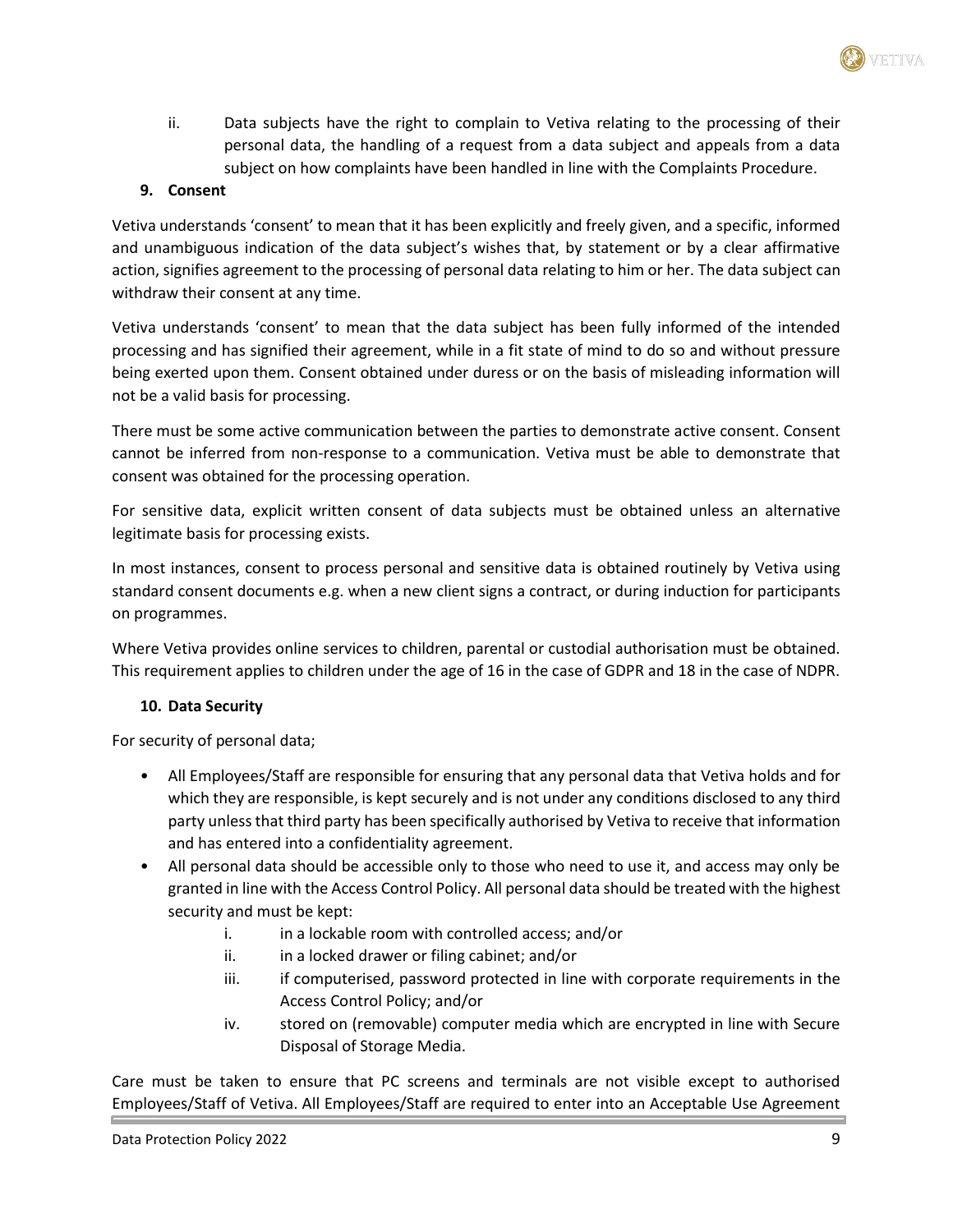ii. Data subjects have the right to complain to Vetiva relating to the processing of their personal data, the handling of a request from a data subject and appeals from a data subject on how complaints have been handled in line with the Complaints Procedure.

## 9. Consent

Vetiva understands 'consent' to mean that it has been explicitly and freely given, and a specific, informed and unambiguous indication of the data subject's wishes that, by statement or by a clear affirmative action, signifies agreement to the processing of personal data relating to him or her. The data subject can withdraw their consent at any time.

Vetiva understands 'consent' to mean that the data subject has been fully informed of the intended processing and has signified their agreement, while in a fit state of mind to do so and without pressure being exerted upon them. Consent obtained under duress or on the basis of misleading information will not be a valid basis for processing.

There must be some active communication between the parties to demonstrate active consent. Consent cannot be inferred from non-response to a communication. Vetiva must be able to demonstrate that consent was obtained for the processing operation.

For sensitive data, explicit written consent of data subjects must be obtained unless an alternative legitimate basis for processing exists.

In most instances, consent to process personal and sensitive data is obtained routinely by Vetiva using standard consent documents e.g. when a new client signs a contract, or during induction for participants on programmes.

Where Vetiva provides online services to children, parental or custodial authorisation must be obtained. This requirement applies to children under the age of 16 in the case of GDPR and 18 in the case of NDPR.

## 10. Data Security

For security of personal data;

- All Employees/Staff are responsible for ensuring that any personal data that Vetiva holds and for which they are responsible, is kept securely and is not under any conditions disclosed to any third party unless that third party has been specifically authorised by Vetiva to receive that information and has entered into a confidentiality agreement.
- All personal data should be accessible only to those who need to use it, and access may only be granted in line with the Access Control Policy. All personal data should be treated with the highest security and must be kept:
  - i. in a lockable room with controlled access; and/or
  - ii. in a locked drawer or filing cabinet; and/or
  - iii. if computerised, password protected in line with corporate requirements in the Access Control Policy; and/or
  - iv. stored on (removable) computer media which are encrypted in line with Secure Disposal of Storage Media.

Care must be taken to ensure that PC screens and terminals are not visible except to authorised Employees/Staff of Vetiva. All Employees/Staff are required to enter into an Acceptable Use Agreement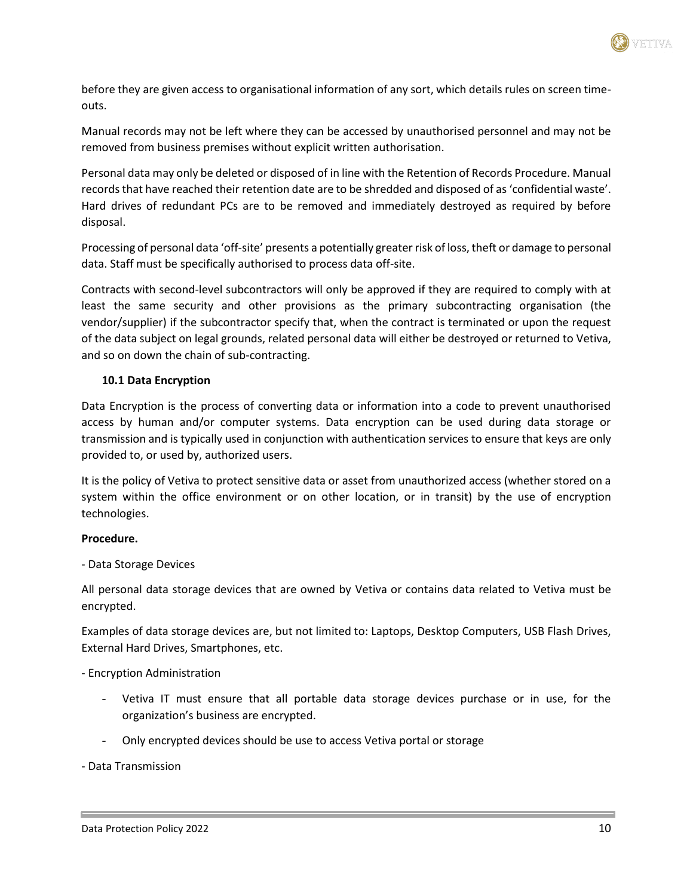before they are given access to organisational information of any sort, which details rules on screen time-outs.

Manual records may not be left where they can be accessed by unauthorised personnel and may not be removed from business premises without explicit written authorisation.

Personal data may only be deleted or disposed of in line with the Retention of Records Procedure. Manual records that have reached their retention date are to be shredded and disposed of as 'confidential waste'. Hard drives of redundant PCs are to be removed and immediately destroyed as required by before disposal.

Processing of personal data 'off-site' presents a potentially greater risk of loss, theft or damage to personal data. Staff must be specifically authorised to process data off-site.

Contracts with second-level subcontractors will only be approved if they are required to comply with at least the same security and other provisions as the primary subcontracting organisation (the vendor/supplier) if the subcontractor specify that, when the contract is terminated or upon the request of the data subject on legal grounds, related personal data will either be destroyed or returned to Vetiva, and so on down the chain of sub-contracting.

### 10.1 Data Encryption

Data Encryption is the process of converting data or information into a code to prevent unauthorised access by human and/or computer systems. Data encryption can be used during data storage or transmission and is typically used in conjunction with authentication services to ensure that keys are only provided to, or used by, authorized users.

It is the policy of Vetiva to protect sensitive data or asset from unauthorized access (whether stored on a system within the office environment or on other location, or in transit) by the use of encryption technologies.

**Procedure.**

- Data Storage Devices

All personal data storage devices that are owned by Vetiva or contains data related to Vetiva must be encrypted.

Examples of data storage devices are, but not limited to: Laptops, Desktop Computers, USB Flash Drives, External Hard Drives, Smartphones, etc.

- Encryption Administration

  - Vetiva IT must ensure that all portable data storage devices purchase or in use, for the organization's business are encrypted.
  - Only encrypted devices should be use to access Vetiva portal or storage

- Data Transmission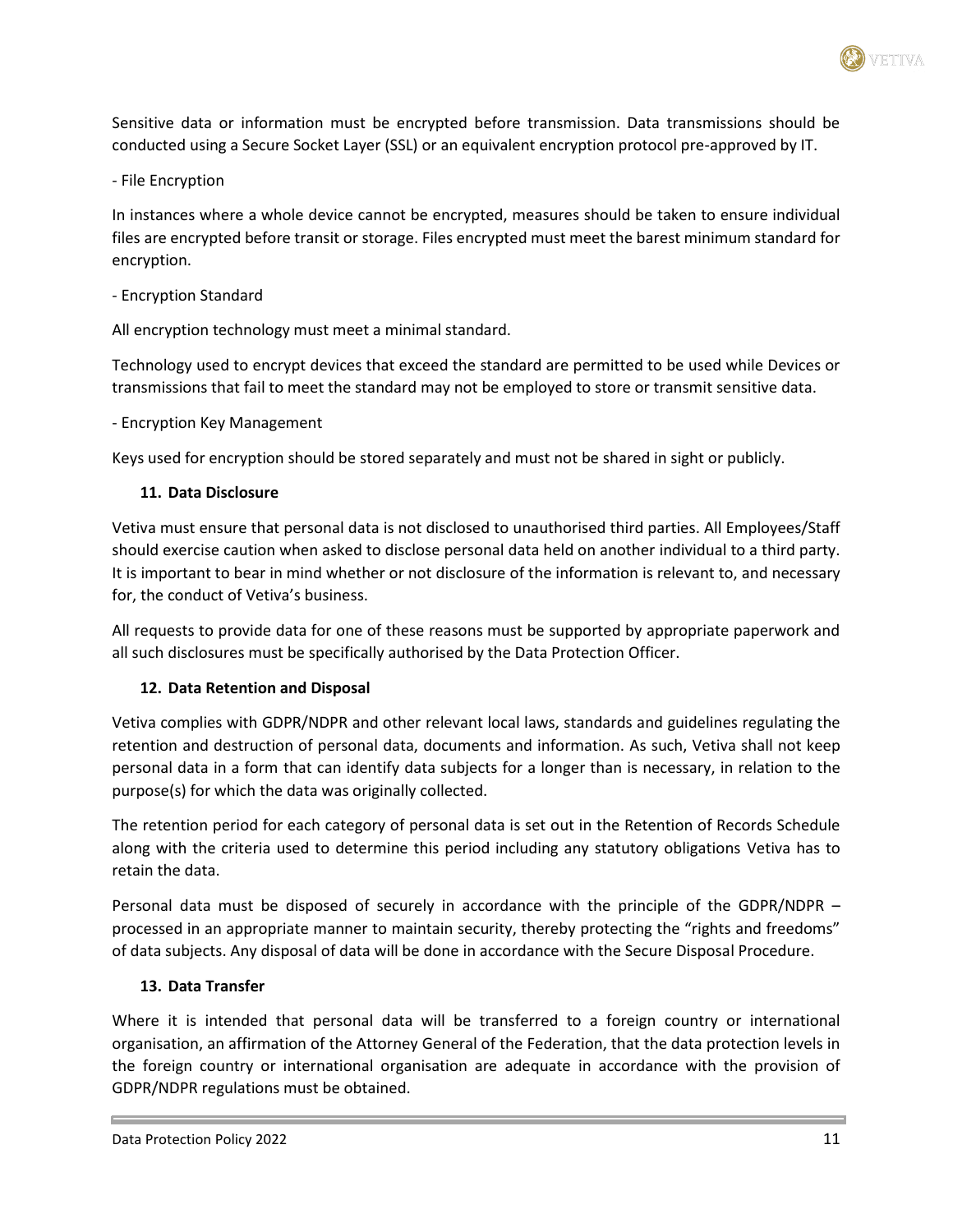Sensitive data or information must be encrypted before transmission. Data transmissions should be conducted using a Secure Socket Layer (SSL) or an equivalent encryption protocol pre-approved by IT.

- File Encryption

In instances where a whole device cannot be encrypted, measures should be taken to ensure individual files are encrypted before transit or storage. Files encrypted must meet the barest minimum standard for encryption.

- Encryption Standard

All encryption technology must meet a minimal standard.

Technology used to encrypt devices that exceed the standard are permitted to be used while Devices or transmissions that fail to meet the standard may not be employed to store or transmit sensitive data.

- Encryption Key Management

Keys used for encryption should be stored separately and must not be shared in sight or publicly.

### 11. Data Disclosure

Vetiva must ensure that personal data is not disclosed to unauthorised third parties. All Employees/Staff should exercise caution when asked to disclose personal data held on another individual to a third party. It is important to bear in mind whether or not disclosure of the information is relevant to, and necessary for, the conduct of Vetiva's business.

All requests to provide data for one of these reasons must be supported by appropriate paperwork and all such disclosures must be specifically authorised by the Data Protection Officer.

### 12. Data Retention and Disposal

Vetiva complies with GDPR/NDPR and other relevant local laws, standards and guidelines regulating the retention and destruction of personal data, documents and information. As such, Vetiva shall not keep personal data in a form that can identify data subjects for a longer than is necessary, in relation to the purpose(s) for which the data was originally collected.

The retention period for each category of personal data is set out in the Retention of Records Schedule along with the criteria used to determine this period including any statutory obligations Vetiva has to retain the data.

Personal data must be disposed of securely in accordance with the principle of the GDPR/NDPR – processed in an appropriate manner to maintain security, thereby protecting the "rights and freedoms" of data subjects. Any disposal of data will be done in accordance with the Secure Disposal Procedure.

### 13. Data Transfer

Where it is intended that personal data will be transferred to a foreign country or international organisation, an affirmation of the Attorney General of the Federation, that the data protection levels in the foreign country or international organisation are adequate in accordance with the provision of GDPR/NDPR regulations must be obtained.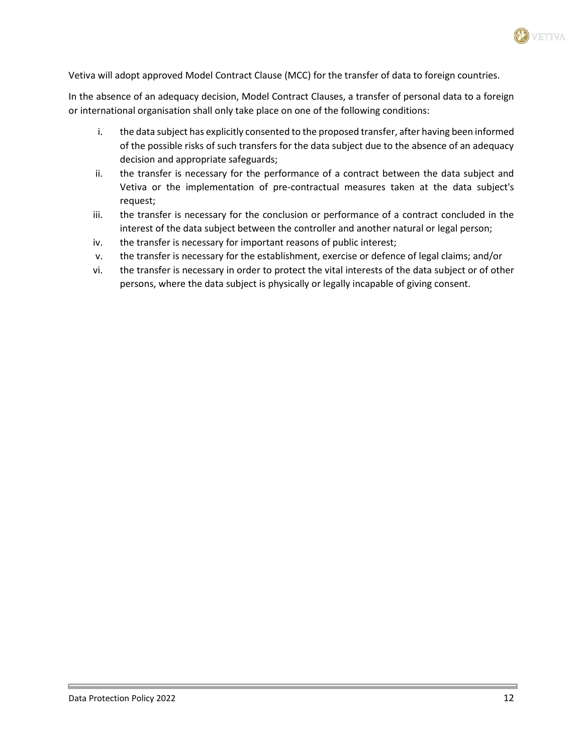Vetiva will adopt approved Model Contract Clause (MCC) for the transfer of data to foreign countries.

In the absence of an adequacy decision, Model Contract Clauses, a transfer of personal data to a foreign or international organisation shall only take place on one of the following conditions:

i. the data subject has explicitly consented to the proposed transfer, after having been informed of the possible risks of such transfers for the data subject due to the absence of an adequacy decision and appropriate safeguards;
ii. the transfer is necessary for the performance of a contract between the data subject and Vetiva or the implementation of pre-contractual measures taken at the data subject's request;
iii. the transfer is necessary for the conclusion or performance of a contract concluded in the interest of the data subject between the controller and another natural or legal person;
iv. the transfer is necessary for important reasons of public interest;
v. the transfer is necessary for the establishment, exercise or defence of legal claims; and/or
vi. the transfer is necessary in order to protect the vital interests of the data subject or of other persons, where the data subject is physically or legally incapable of giving consent.